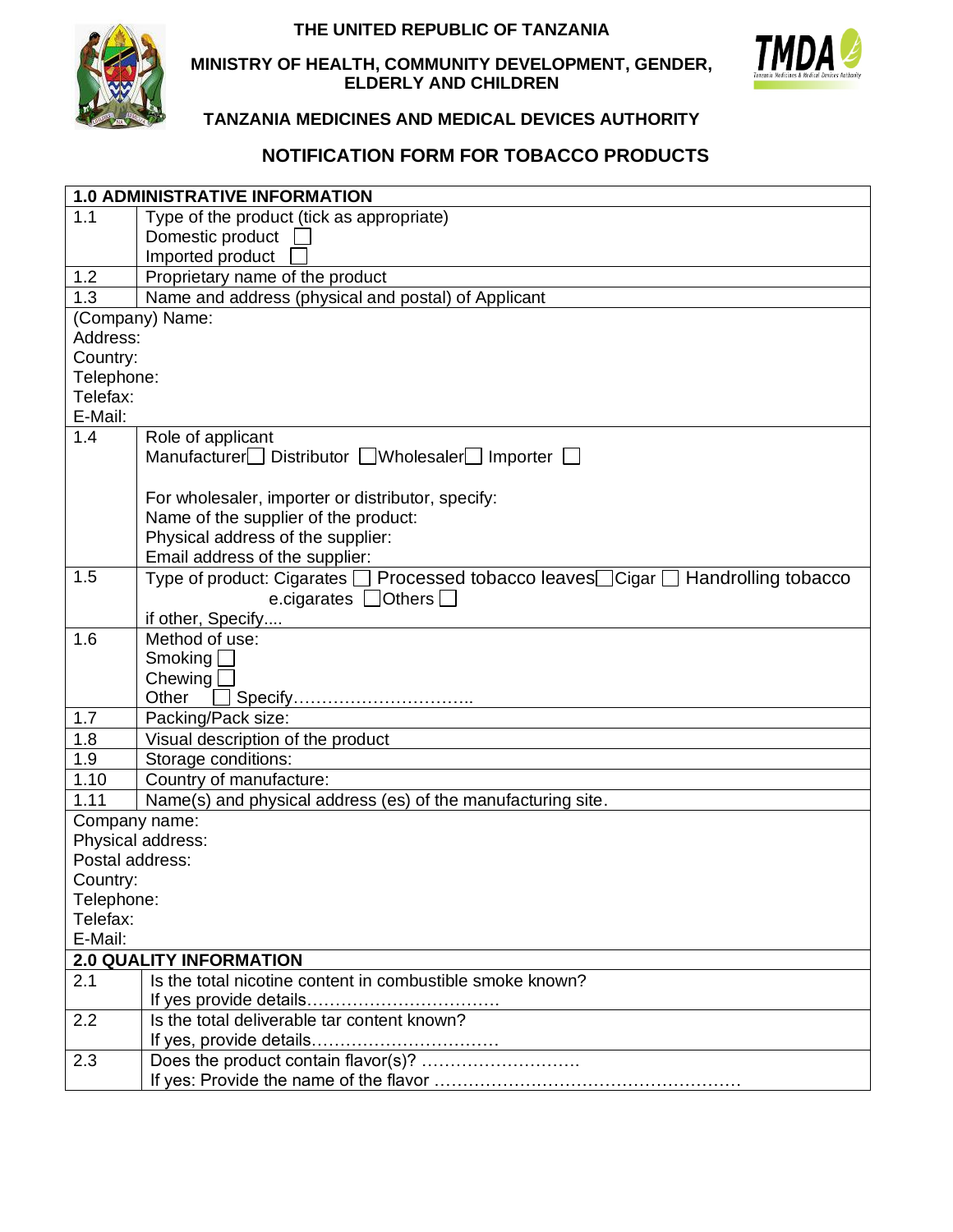**THE UNITED REPUBLIC OF TANZANIA**

**MINISTRY OF HEALTH, COMMUNITY DEVELOPMENT, GENDER, ELDERLY AND CHILDREN**

**TANZANIA MEDICINES AND MEDICAL DEVICES AUTHORITY**

# NOTIFICATION FORM FOR TOBACCO PRODUCTS

| **1.0 ADMINISTRATIVE INFORMATION** | |
|---|---|
| 1.1 | Type of the product (tick as appropriate)<br>Domestic product ☐<br>Imported product ☐ |
| 1.2 | Proprietary name of the product |
| 1.3 | Name and address (physical and postal) of Applicant |
| (Company) Name:<br>Address:<br>Country:<br>Telephone:<br>Telefax:<br>E-Mail: | |
| 1.4 | Role of applicant<br>Manufacturer☐ Distributor ☐Wholesaler☐ Importer ☐<br><br>For wholesaler, importer or distributor, specify:<br>Name of the supplier of the product:<br>Physical address of the supplier:<br>Email address of the supplier: |
| 1.5 | Type of product: Cigarates ☐ Processed tobacco leaves☐Cigar ☐ Handrolling tobacco e.cigarates ☐Others ☐<br>if other, Specify.... |
| 1.6 | Method of use:<br>Smoking ☐<br>Chewing ☐<br>Other ☐ Specify………………………….. |
| 1.7 | Packing/Pack size: |
| 1.8 | Visual description of the product |
| 1.9 | Storage conditions: |
| 1.10 | Country of manufacture: |
| 1.11 | Name(s) and physical address (es) of the manufacturing site. |
| Company name:<br>Physical address:<br>Postal address:<br>Country:<br>Telephone:<br>Telefax:<br>E-Mail: | |
| **2.0 QUALITY INFORMATION** | |
| 2.1 | Is the total nicotine content in combustible smoke known?<br>If yes provide details…………………………… |
| 2.2 | Is the total deliverable tar content known?<br>If yes, provide details…………………………… |
| 2.3 | Does the product contain flavor(s)? ……………………….<br>If yes: Provide the name of the flavor ……………………………………………… |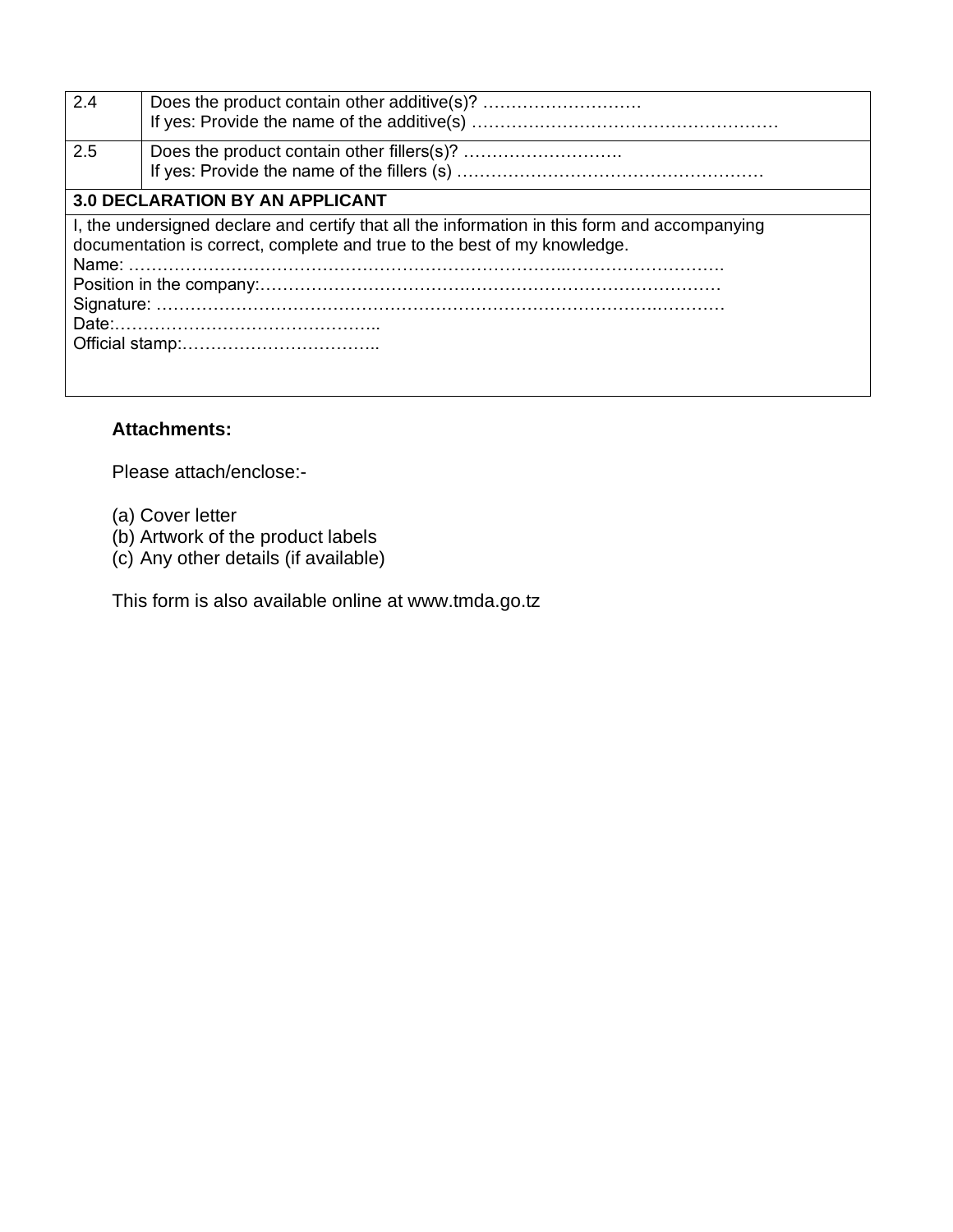| | |
|---|---|
| 2.4 | Does the product contain other additive(s)? ……………………….<br>If yes: Provide the name of the additive(s) ……………………………………………… |
| 2.5 | Does the product contain other fillers(s)? ……………………….<br>If yes: Provide the name of the fillers (s) ……………………………………………… |
| **3.0 DECLARATION BY AN APPLICANT** | |
| I, the undersigned declare and certify that all the information in this form and accompanying documentation is correct, complete and true to the best of my knowledge.<br>Name: ……………………………………………………………..……………………….<br>Position in the company:………………………………………………………………………<br>Signature: ………………………………………………………………………………………<br>Date:………………………………………..<br>Official stamp:…………………………….. | |

**Attachments:**

Please attach/enclose:-

(a) Cover letter
(b) Artwork of the product labels
(c) Any other details (if available)

This form is also available online at www.tmda.go.tz